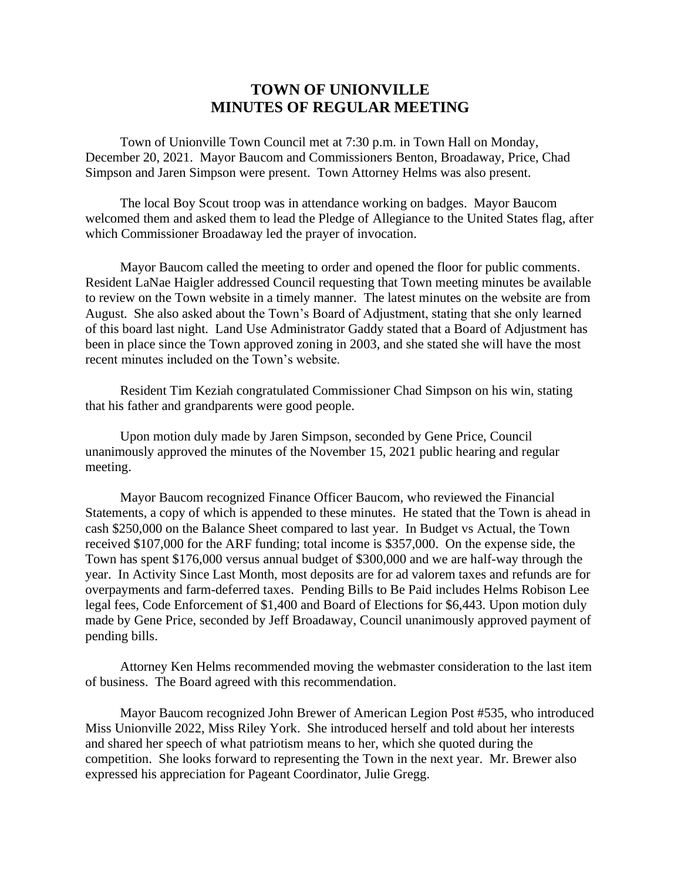# TOWN OF UNIONVILLE
# MINUTES OF REGULAR MEETING

Town of Unionville Town Council met at 7:30 p.m. in Town Hall on Monday, December 20, 2021. Mayor Baucom and Commissioners Benton, Broadaway, Price, Chad Simpson and Jaren Simpson were present. Town Attorney Helms was also present.

The local Boy Scout troop was in attendance working on badges. Mayor Baucom welcomed them and asked them to lead the Pledge of Allegiance to the United States flag, after which Commissioner Broadaway led the prayer of invocation.

Mayor Baucom called the meeting to order and opened the floor for public comments. Resident LaNae Haigler addressed Council requesting that Town meeting minutes be available to review on the Town website in a timely manner. The latest minutes on the website are from August. She also asked about the Town's Board of Adjustment, stating that she only learned of this board last night. Land Use Administrator Gaddy stated that a Board of Adjustment has been in place since the Town approved zoning in 2003, and she stated she will have the most recent minutes included on the Town's website.

Resident Tim Keziah congratulated Commissioner Chad Simpson on his win, stating that his father and grandparents were good people.

Upon motion duly made by Jaren Simpson, seconded by Gene Price, Council unanimously approved the minutes of the November 15, 2021 public hearing and regular meeting.

Mayor Baucom recognized Finance Officer Baucom, who reviewed the Financial Statements, a copy of which is appended to these minutes. He stated that the Town is ahead in cash $250,000 on the Balance Sheet compared to last year. In Budget vs Actual, the Town received $107,000 for the ARF funding; total income is $357,000. On the expense side, the Town has spent $176,000 versus annual budget of $300,000 and we are half-way through the year. In Activity Since Last Month, most deposits are for ad valorem taxes and refunds are for overpayments and farm-deferred taxes. Pending Bills to Be Paid includes Helms Robison Lee legal fees, Code Enforcement of $1,400 and Board of Elections for $6,443. Upon motion duly made by Gene Price, seconded by Jeff Broadaway, Council unanimously approved payment of pending bills.

Attorney Ken Helms recommended moving the webmaster consideration to the last item of business. The Board agreed with this recommendation.

Mayor Baucom recognized John Brewer of American Legion Post #535, who introduced Miss Unionville 2022, Miss Riley York. She introduced herself and told about her interests and shared her speech of what patriotism means to her, which she quoted during the competition. She looks forward to representing the Town in the next year. Mr. Brewer also expressed his appreciation for Pageant Coordinator, Julie Gregg.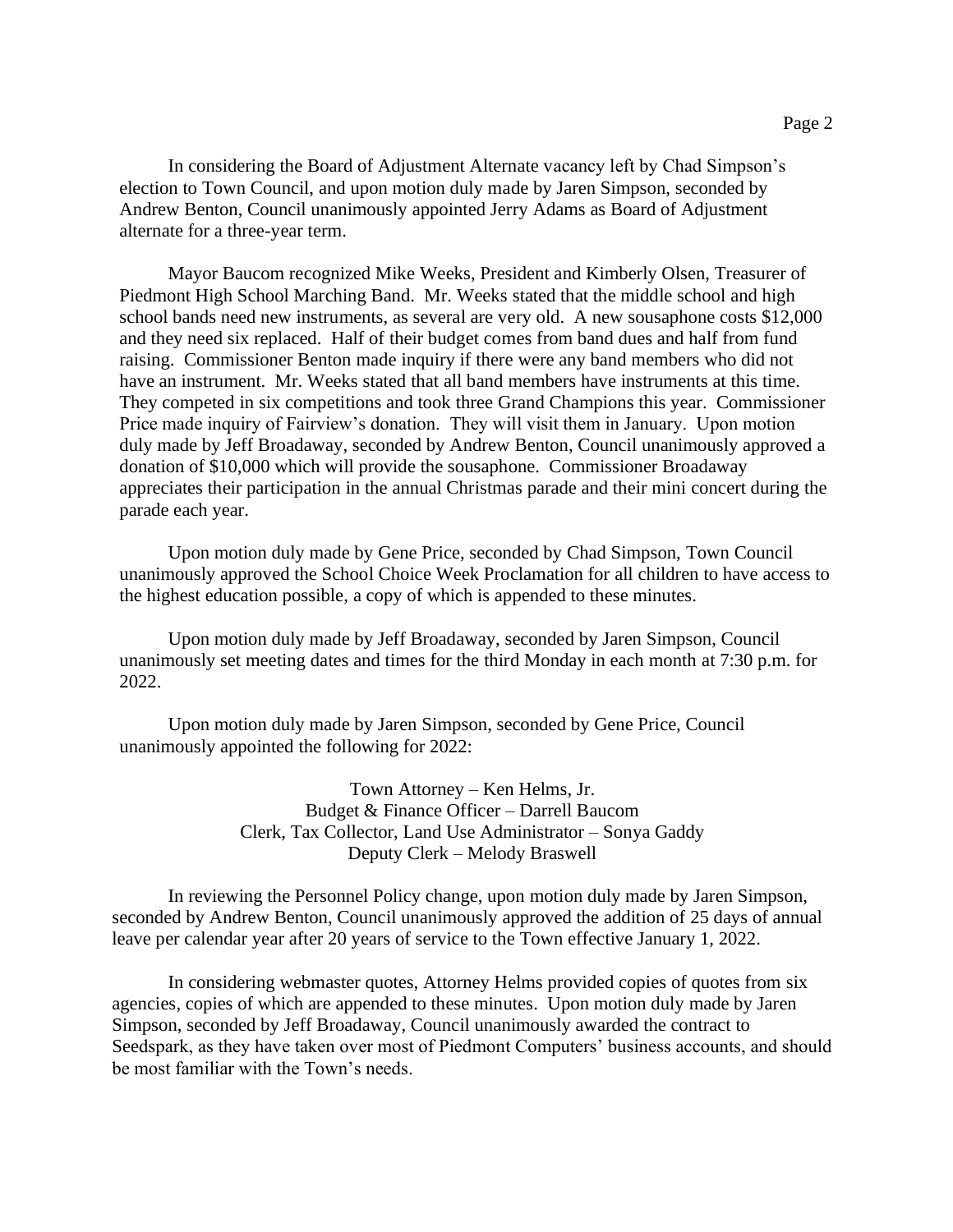In considering the Board of Adjustment Alternate vacancy left by Chad Simpson's election to Town Council, and upon motion duly made by Jaren Simpson, seconded by Andrew Benton, Council unanimously appointed Jerry Adams as Board of Adjustment alternate for a three-year term.

Mayor Baucom recognized Mike Weeks, President and Kimberly Olsen, Treasurer of Piedmont High School Marching Band. Mr. Weeks stated that the middle school and high school bands need new instruments, as several are very old. A new sousaphone costs $12,000 and they need six replaced. Half of their budget comes from band dues and half from fund raising. Commissioner Benton made inquiry if there were any band members who did not have an instrument. Mr. Weeks stated that all band members have instruments at this time. They competed in six competitions and took three Grand Champions this year. Commissioner Price made inquiry of Fairview's donation. They will visit them in January. Upon motion duly made by Jeff Broadaway, seconded by Andrew Benton, Council unanimously approved a donation of $10,000 which will provide the sousaphone. Commissioner Broadaway appreciates their participation in the annual Christmas parade and their mini concert during the parade each year.

Upon motion duly made by Gene Price, seconded by Chad Simpson, Town Council unanimously approved the School Choice Week Proclamation for all children to have access to the highest education possible, a copy of which is appended to these minutes.

Upon motion duly made by Jeff Broadaway, seconded by Jaren Simpson, Council unanimously set meeting dates and times for the third Monday in each month at 7:30 p.m. for 2022.

Upon motion duly made by Jaren Simpson, seconded by Gene Price, Council unanimously appointed the following for 2022:

Town Attorney – Ken Helms, Jr.
Budget & Finance Officer – Darrell Baucom
Clerk, Tax Collector, Land Use Administrator – Sonya Gaddy
Deputy Clerk – Melody Braswell

In reviewing the Personnel Policy change, upon motion duly made by Jaren Simpson, seconded by Andrew Benton, Council unanimously approved the addition of 25 days of annual leave per calendar year after 20 years of service to the Town effective January 1, 2022.

In considering webmaster quotes, Attorney Helms provided copies of quotes from six agencies, copies of which are appended to these minutes. Upon motion duly made by Jaren Simpson, seconded by Jeff Broadaway, Council unanimously awarded the contract to Seedspark, as they have taken over most of Piedmont Computers' business accounts, and should be most familiar with the Town's needs.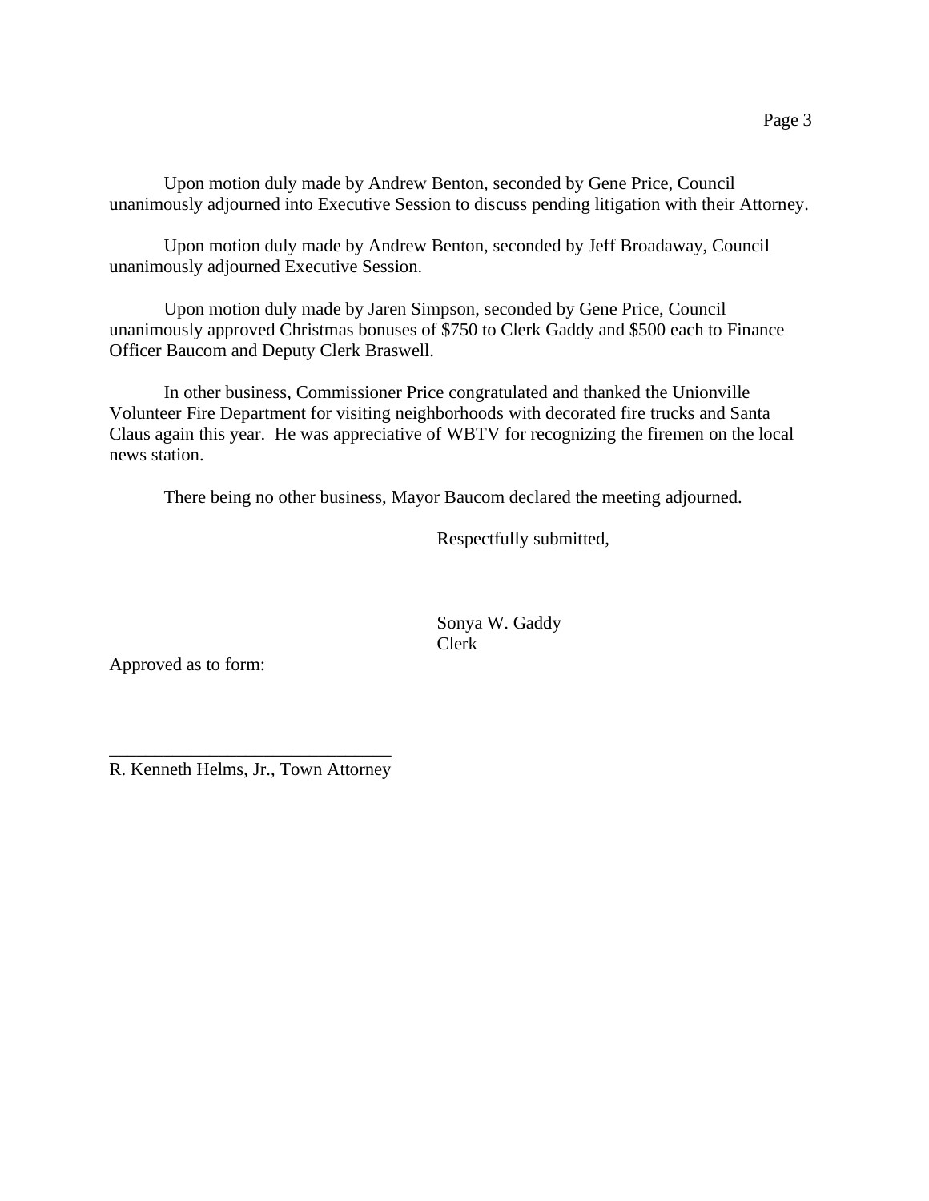Upon motion duly made by Andrew Benton, seconded by Gene Price, Council unanimously adjourned into Executive Session to discuss pending litigation with their Attorney.

Upon motion duly made by Andrew Benton, seconded by Jeff Broadaway, Council unanimously adjourned Executive Session.

Upon motion duly made by Jaren Simpson, seconded by Gene Price, Council unanimously approved Christmas bonuses of $750 to Clerk Gaddy and $500 each to Finance Officer Baucom and Deputy Clerk Braswell.

In other business, Commissioner Price congratulated and thanked the Unionville Volunteer Fire Department for visiting neighborhoods with decorated fire trucks and Santa Claus again this year. He was appreciative of WBTV for recognizing the firemen on the local news station.

There being no other business, Mayor Baucom declared the meeting adjourned.

Respectfully submitted,

Sonya W. Gaddy
Clerk

Approved as to form:

_______________________________
R. Kenneth Helms, Jr., Town Attorney